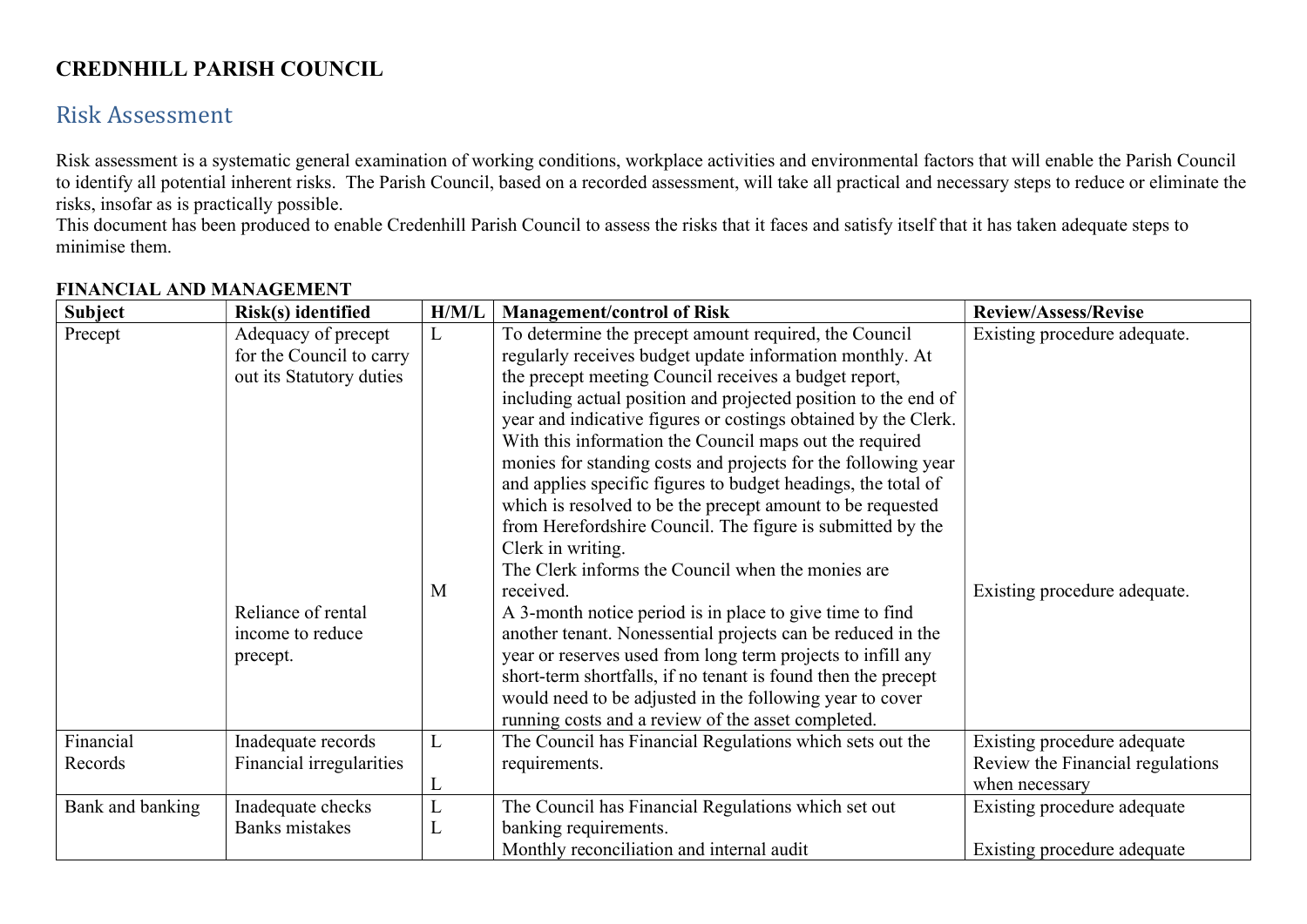# CREDNHILL PARISH COUNCIL

## Risk Assessment

Risk assessment is a systematic general examination of working conditions, workplace activities and environmental factors that will enable the Parish Council to identify all potential inherent risks. The Parish Council, based on a recorded assessment, will take all practical and necessary steps to reduce or eliminate the risks, insofar as is practically possible.
This document has been produced to enable Credenhill Parish Council to assess the risks that it faces and satisfy itself that it has taken adequate steps to minimise them.

**FINANCIAL AND MANAGEMENT**

| Subject | Risk(s) identified | H/M/L | Management/control of Risk | Review/Assess/Revise |
|---|---|---|---|---|
| Precept | Adequacy of precept for the Council to carry out its Statutory duties | L | To determine the precept amount required, the Council regularly receives budget update information monthly. At the precept meeting Council receives a budget report, including actual position and projected position to the end of year and indicative figures or costings obtained by the Clerk. With this information the Council maps out the required monies for standing costs and projects for the following year and applies specific figures to budget headings, the total of which is resolved to be the precept amount to be requested from Herefordshire Council. The figure is submitted by the Clerk in writing. The Clerk informs the Council when the monies are received. | Existing procedure adequate. |
| | Reliance of rental income to reduce precept. | M | A 3-month notice period is in place to give time to find another tenant. Nonessential projects can be reduced in the year or reserves used from long term projects to infill any short-term shortfalls, if no tenant is found then the precept would need to be adjusted in the following year to cover running costs and a review of the asset completed. | Existing procedure adequate. |
| Financial Records | Inadequate records<br>Financial irregularities | L<br>L | The Council has Financial Regulations which sets out the requirements. | Existing procedure adequate<br>Review the Financial regulations when necessary |
| Bank and banking | Inadequate checks<br>Banks mistakes | L<br>L | The Council has Financial Regulations which set out banking requirements.<br>Monthly reconciliation and internal audit | Existing procedure adequate<br><br>Existing procedure adequate |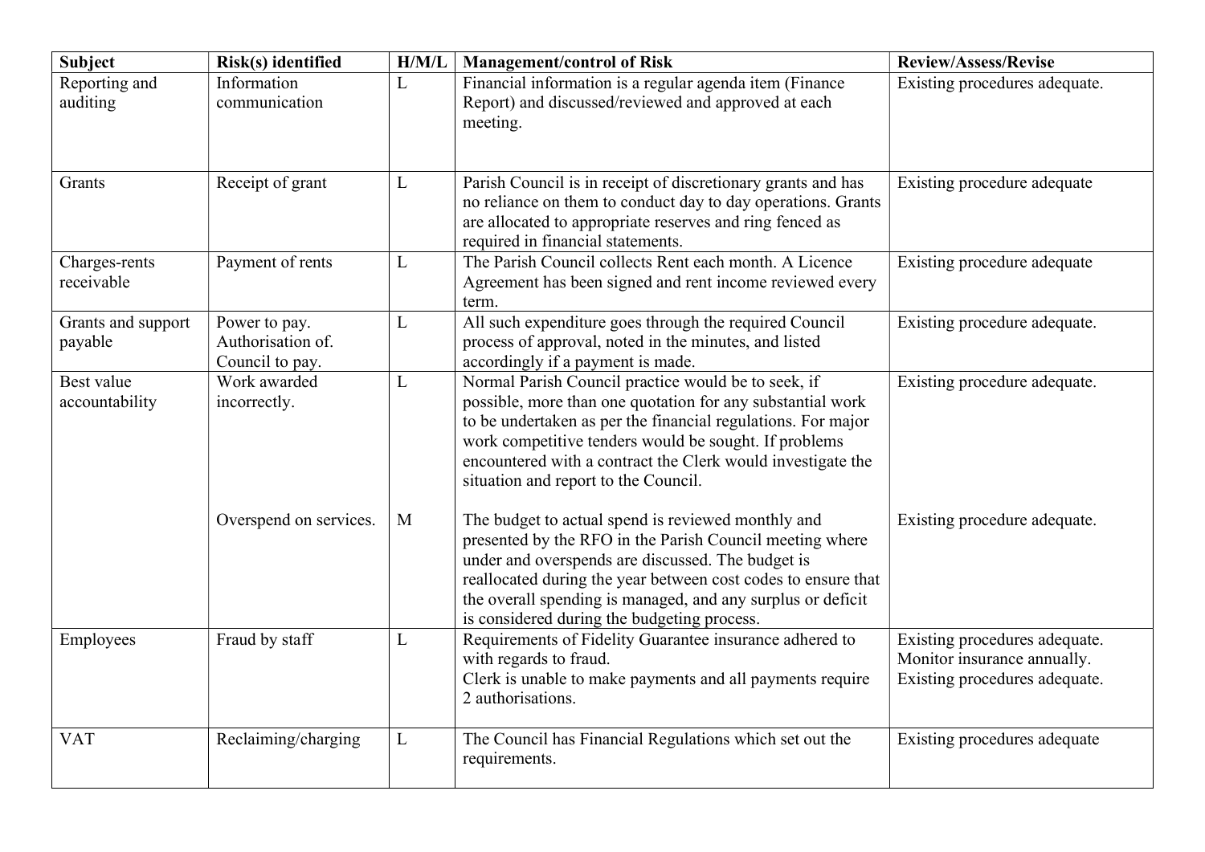| Subject | Risk(s) identified | H/M/L | Management/control of Risk | Review/Assess/Revise |
|---|---|---|---|---|
| Reporting and auditing | Information communication | L | Financial information is a regular agenda item (Finance Report) and discussed/reviewed and approved at each meeting. | Existing procedures adequate. |
| Grants | Receipt of grant | L | Parish Council is in receipt of discretionary grants and has no reliance on them to conduct day to day operations. Grants are allocated to appropriate reserves and ring fenced as required in financial statements. | Existing procedure adequate |
| Charges-rents receivable | Payment of rents | L | The Parish Council collects Rent each month. A Licence Agreement has been signed and rent income reviewed every term. | Existing procedure adequate |
| Grants and support payable | Power to pay. Authorisation of. Council to pay. | L | All such expenditure goes through the required Council process of approval, noted in the minutes, and listed accordingly if a payment is made. | Existing procedure adequate. |
| Best value accountability | Work awarded incorrectly. | L | Normal Parish Council practice would be to seek, if possible, more than one quotation for any substantial work to be undertaken as per the financial regulations. For major work competitive tenders would be sought. If problems encountered with a contract the Clerk would investigate the situation and report to the Council. | Existing procedure adequate. |
| | Overspend on services. | M | The budget to actual spend is reviewed monthly and presented by the RFO in the Parish Council meeting where under and overspends are discussed. The budget is reallocated during the year between cost codes to ensure that the overall spending is managed, and any surplus or deficit is considered during the budgeting process. | Existing procedure adequate. |
| Employees | Fraud by staff | L | Requirements of Fidelity Guarantee insurance adhered to with regards to fraud. Clerk is unable to make payments and all payments require 2 authorisations. | Existing procedures adequate. Monitor insurance annually. Existing procedures adequate. |
| VAT | Reclaiming/charging | L | The Council has Financial Regulations which set out the requirements. | Existing procedures adequate |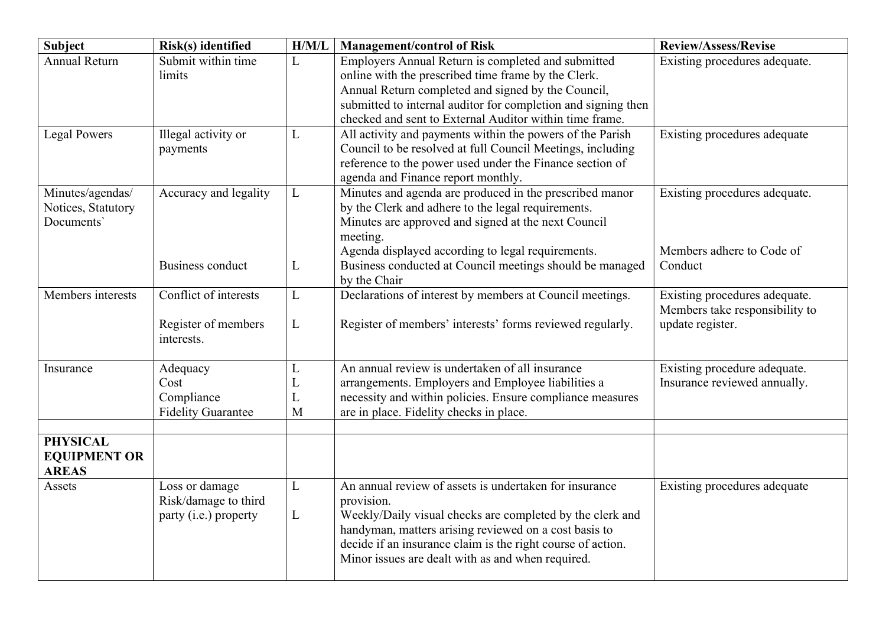| Subject | Risk(s) identified | H/M/L | Management/control of Risk | Review/Assess/Revise |
|---|---|---|---|---|
| Annual Return | Submit within time limits | L | Employers Annual Return is completed and submitted online with the prescribed time frame by the Clerk. Annual Return completed and signed by the Council, submitted to internal auditor for completion and signing then checked and sent to External Auditor within time frame. | Existing procedures adequate. |
| Legal Powers | Illegal activity or payments | L | All activity and payments within the powers of the Parish Council to be resolved at full Council Meetings, including reference to the power used under the Finance section of agenda and Finance report monthly. | Existing procedures adequate |
| Minutes/agendas/ Notices, Statutory Documents` | Accuracy and legality | L | Minutes and agenda are produced in the prescribed manor by the Clerk and adhere to the legal requirements. Minutes are approved and signed at the next Council meeting. Agenda displayed according to legal requirements. | Existing procedures adequate. |
| | Business conduct | L | Business conducted at Council meetings should be managed by the Chair | Members adhere to Code of Conduct |
| Members interests | Conflict of interests | L | Declarations of interest by members at Council meetings. | Existing procedures adequate. Members take responsibility to update register. |
| | Register of members interests. | L | Register of members' interests' forms reviewed regularly. | |
| Insurance | Adequacy<br>Cost<br>Compliance<br>Fidelity Guarantee | L<br>L<br>L<br>M | An annual review is undertaken of all insurance arrangements. Employers and Employee liabilities a necessity and within policies. Ensure compliance measures are in place. Fidelity checks in place. | Existing procedure adequate. Insurance reviewed annually. |
| | | | | |
| **PHYSICAL EQUIPMENT OR AREAS** | | | | |
| Assets | Loss or damage<br>Risk/damage to third party (i.e.) property | L<br><br>L | An annual review of assets is undertaken for insurance provision. Weekly/Daily visual checks are completed by the clerk and handyman, matters arising reviewed on a cost basis to decide if an insurance claim is the right course of action. Minor issues are dealt with as and when required. | Existing procedures adequate |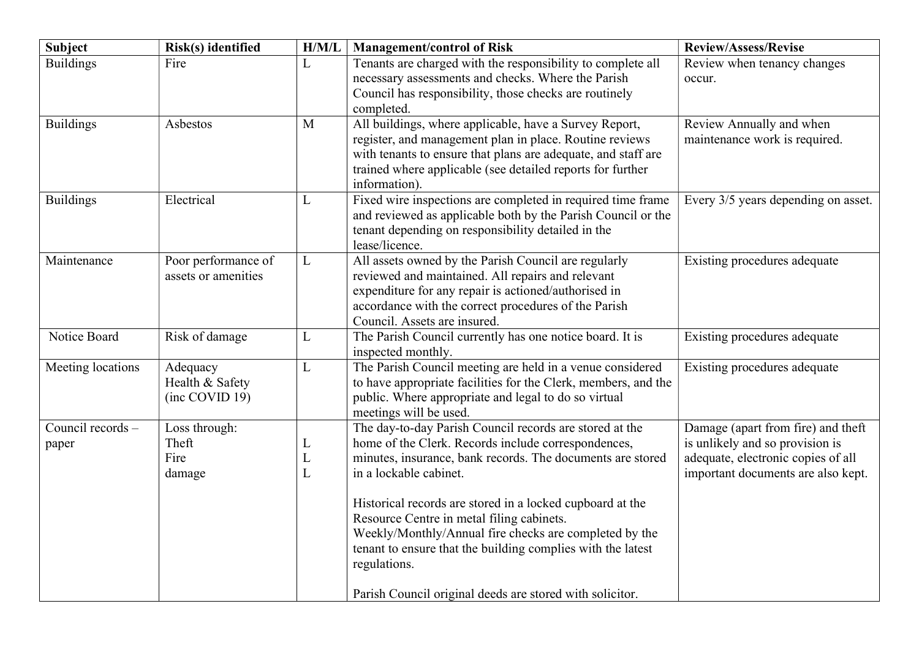| Subject | Risk(s) identified | H/M/L | Management/control of Risk | Review/Assess/Revise |
|---|---|---|---|---|
| Buildings | Fire | L | Tenants are charged with the responsibility to complete all necessary assessments and checks. Where the Parish Council has responsibility, those checks are routinely completed. | Review when tenancy changes occur. |
| Buildings | Asbestos | M | All buildings, where applicable, have a Survey Report, register, and management plan in place. Routine reviews with tenants to ensure that plans are adequate, and staff are trained where applicable (see detailed reports for further information). | Review Annually and when maintenance work is required. |
| Buildings | Electrical | L | Fixed wire inspections are completed in required time frame and reviewed as applicable both by the Parish Council or the tenant depending on responsibility detailed in the lease/licence. | Every 3/5 years depending on asset. |
| Maintenance | Poor performance of assets or amenities | L | All assets owned by the Parish Council are regularly reviewed and maintained. All repairs and relevant expenditure for any repair is actioned/authorised in accordance with the correct procedures of the Parish Council. Assets are insured. | Existing procedures adequate |
| Notice Board | Risk of damage | L | The Parish Council currently has one notice board. It is inspected monthly. | Existing procedures adequate |
| Meeting locations | Adequacy<br>Health & Safety<br>(inc COVID 19) | L | The Parish Council meeting are held in a venue considered to have appropriate facilities for the Clerk, members, and the public. Where appropriate and legal to do so virtual meetings will be used. | Existing procedures adequate |
| Council records – paper | Loss through:<br>Theft<br>Fire<br>damage | <br>L<br>L<br>L | The day-to-day Parish Council records are stored at the home of the Clerk. Records include correspondences, minutes, insurance, bank records. The documents are stored in a lockable cabinet.<br><br>Historical records are stored in a locked cupboard at the Resource Centre in metal filing cabinets. Weekly/Monthly/Annual fire checks are completed by the tenant to ensure that the building complies with the latest regulations.<br><br>Parish Council original deeds are stored with solicitor. | Damage (apart from fire) and theft is unlikely and so provision is adequate, electronic copies of all important documents are also kept. |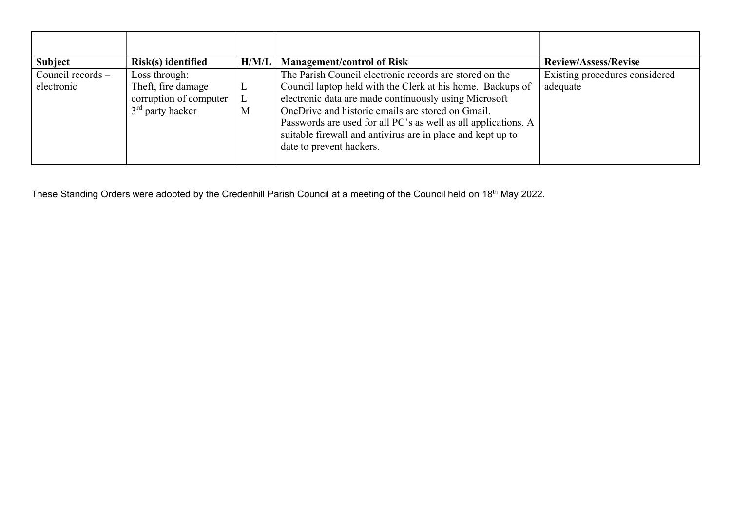| | | | | |
|---|---|---|---|---|
| **Subject** | **Risk(s) identified** | **H/M/L** | **Management/control of Risk** | **Review/Assess/Revise** |
| Council records – electronic | Loss through:<br>Theft, fire damage<br>corruption of computer<br>3rd party hacker | <br>L<br>L<br>M | The Parish Council electronic records are stored on the Council laptop held with the Clerk at his home. Backups of electronic data are made continuously using Microsoft OneDrive and historic emails are stored on Gmail. Passwords are used for all PC's as well as all applications. A suitable firewall and antivirus are in place and kept up to date to prevent hackers. | Existing procedures considered adequate |

These Standing Orders were adopted by the Credenhill Parish Council at a meeting of the Council held on 18th May 2022.